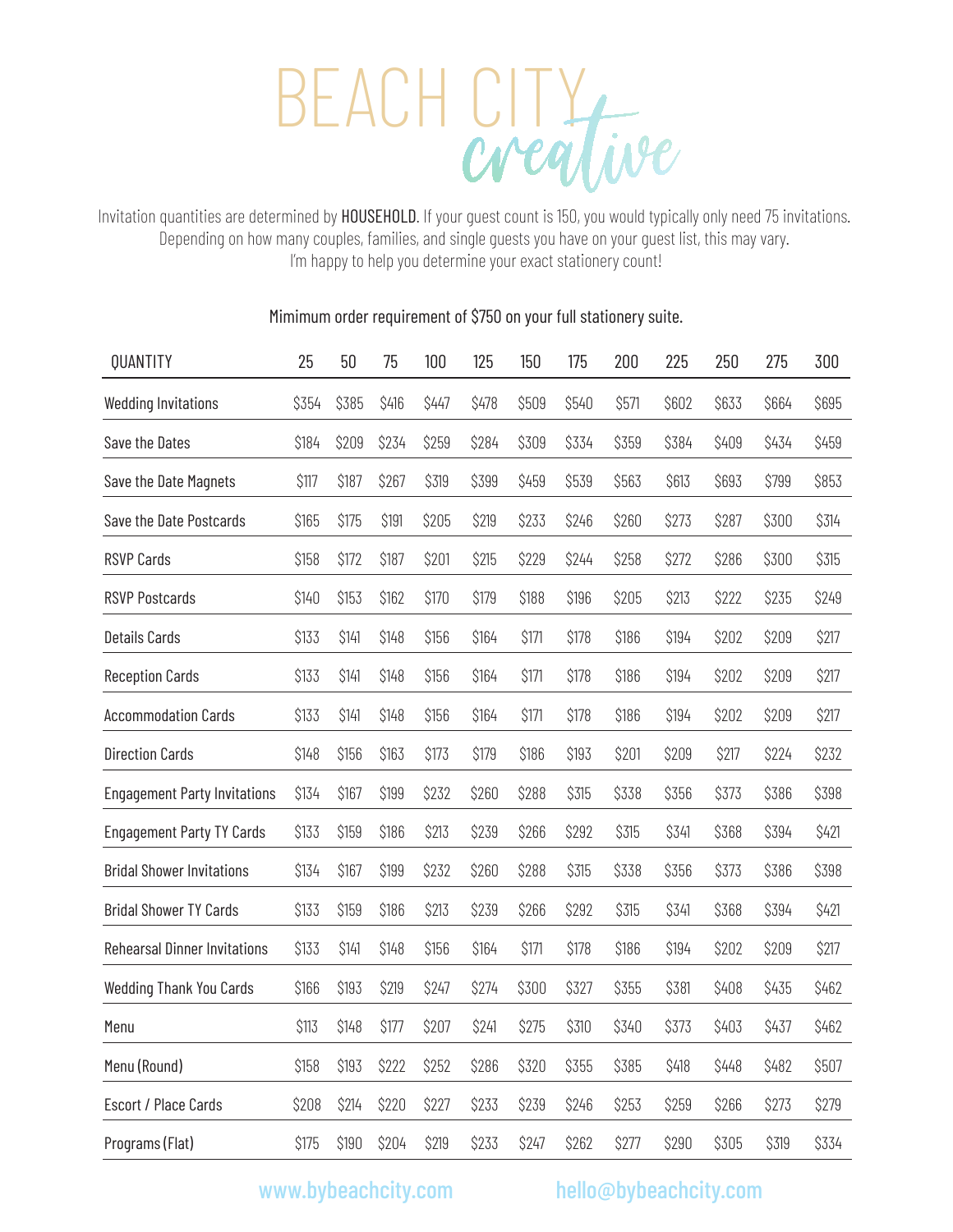# BEACH CITY *creative*

Invitation quantities are determined by HOUSEHOLD. If your guest count is 150, you would typically only need 75 invitations. Depending on how many couples, families, and single guests you have on your guest list, this may vary. I'm happy to help you determine your exact stationery count!

Mimimum order requirement of $750 on your full stationery suite.

| QUANTITY | 25 | 50 | 75 | 100 | 125 | 150 | 175 | 200 | 225 | 250 | 275 | 300 |
|---|---|---|---|---|---|---|---|---|---|---|---|---|
| Wedding Invitations | $354 | $385 | $416 | $447 | $478 | $509 | $540 | $571 | $602 | $633 | $664 | $695 |
| Save the Dates | $184 | $209 | $234 | $259 | $284 | $309 | $334 | $359 | $384 | $409 | $434 | $459 |
| Save the Date Magnets | $117 | $187 | $267 | $319 | $399 | $459 | $539 | $563 | $613 | $693 | $799 | $853 |
| Save the Date Postcards | $165 | $175 | $191 | $205 | $219 | $233 | $246 | $260 | $273 | $287 | $300 | $314 |
| RSVP Cards | $158 | $172 | $187 | $201 | $215 | $229 | $244 | $258 | $272 | $286 | $300 | $315 |
| RSVP Postcards | $140 | $153 | $162 | $170 | $179 | $188 | $196 | $205 | $213 | $222 | $235 | $249 |
| Details Cards | $133 | $141 | $148 | $156 | $164 | $171 | $178 | $186 | $194 | $202 | $209 | $217 |
| Reception Cards | $133 | $141 | $148 | $156 | $164 | $171 | $178 | $186 | $194 | $202 | $209 | $217 |
| Accommodation Cards | $133 | $141 | $148 | $156 | $164 | $171 | $178 | $186 | $194 | $202 | $209 | $217 |
| Direction Cards | $148 | $156 | $163 | $173 | $179 | $186 | $193 | $201 | $209 | $217 | $224 | $232 |
| Engagement Party Invitations | $134 | $167 | $199 | $232 | $260 | $288 | $315 | $338 | $356 | $373 | $386 | $398 |
| Engagement Party TY Cards | $133 | $159 | $186 | $213 | $239 | $266 | $292 | $315 | $341 | $368 | $394 | $421 |
| Bridal Shower Invitations | $134 | $167 | $199 | $232 | $260 | $288 | $315 | $338 | $356 | $373 | $386 | $398 |
| Bridal Shower TY Cards | $133 | $159 | $186 | $213 | $239 | $266 | $292 | $315 | $341 | $368 | $394 | $421 |
| Rehearsal Dinner Invitations | $133 | $141 | $148 | $156 | $164 | $171 | $178 | $186 | $194 | $202 | $209 | $217 |
| Wedding Thank You Cards | $166 | $193 | $219 | $247 | $274 | $300 | $327 | $355 | $381 | $408 | $435 | $462 |
| Menu | $113 | $148 | $177 | $207 | $241 | $275 | $310 | $340 | $373 | $403 | $437 | $462 |
| Menu (Round) | $158 | $193 | $222 | $252 | $286 | $320 | $355 | $385 | $418 | $448 | $482 | $507 |
| Escort / Place Cards | $208 | $214 | $220 | $227 | $233 | $239 | $246 | $253 | $259 | $266 | $273 | $279 |
| Programs (Flat) | $175 | $190 | $204 | $219 | $233 | $247 | $262 | $277 | $290 | $305 | $319 | $334 |

www.bybeachcity.com hello@bybeachcity.com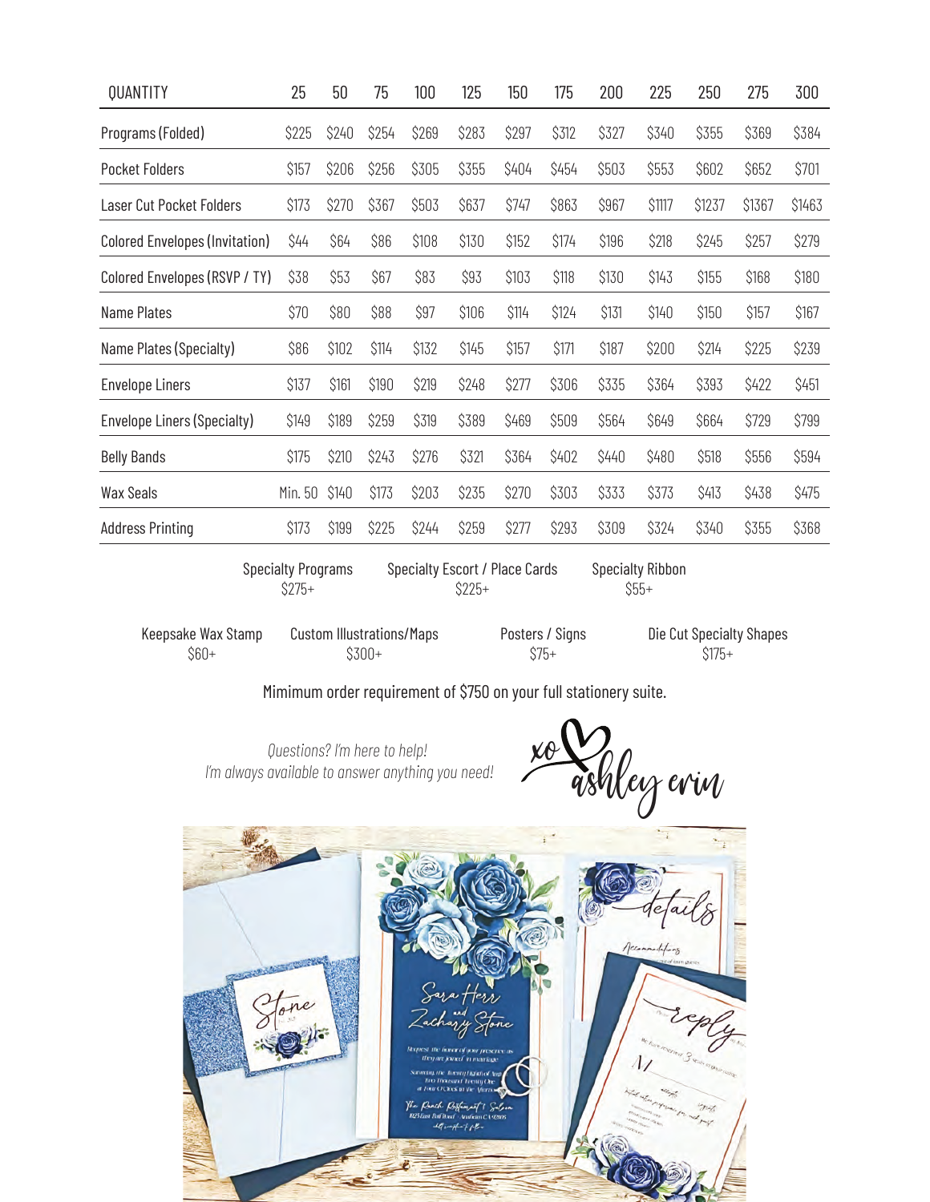| QUANTITY | 25 | 50 | 75 | 100 | 125 | 150 | 175 | 200 | 225 | 250 | 275 | 300 |
|---|---|---|---|---|---|---|---|---|---|---|---|---|
| Programs (Folded) | $225 | $240 | $254 | $269 | $283 | $297 | $312 | $327 | $340 | $355 | $369 | $384 |
| Pocket Folders | $157 | $206 | $256 | $305 | $355 | $404 | $454 | $503 | $553 | $602 | $652 | $701 |
| Laser Cut Pocket Folders | $173 | $270 | $367 | $503 | $637 | $747 | $863 | $967 | $1117 | $1237 | $1367 | $1463 |
| Colored Envelopes (Invitation) | $44 | $64 | $86 | $108 | $130 | $152 | $174 | $196 | $218 | $245 | $257 | $279 |
| Colored Envelopes (RSVP / TY) | $38 | $53 | $67 | $83 | $93 | $103 | $118 | $130 | $143 | $155 | $168 | $180 |
| Name Plates | $70 | $80 | $88 | $97 | $106 | $114 | $124 | $131 | $140 | $150 | $157 | $167 |
| Name Plates (Specialty) | $86 | $102 | $114 | $132 | $145 | $157 | $171 | $187 | $200 | $214 | $225 | $239 |
| Envelope Liners | $137 | $161 | $190 | $219 | $248 | $277 | $306 | $335 | $364 | $393 | $422 | $451 |
| Envelope Liners (Specialty) | $149 | $189 | $259 | $319 | $389 | $469 | $509 | $564 | $649 | $664 | $729 | $799 |
| Belly Bands | $175 | $210 | $243 | $276 | $321 | $364 | $402 | $440 | $480 | $518 | $556 | $594 |
| Wax Seals | Min. 50 | $140 | $173 | $203 | $235 | $270 | $303 | $333 | $373 | $413 | $438 | $475 |
| Address Printing | $173 | $199 | $225 | $244 | $259 | $277 | $293 | $309 | $324 | $340 | $355 | $368 |

Specialty Programs
$275+

Specialty Escort / Place Cards
$225+

Specialty Ribbon
$55+

Keepsake Wax Stamp
$60+

Custom Illustrations/Maps
$300+

Posters / Signs
$75+

Die Cut Specialty Shapes
$175+

Mimimum order requirement of $750 on your full stationery suite.

*Questions? I'm here to help!*
*I'm always available to answer anything you need!*

xo ashley erin